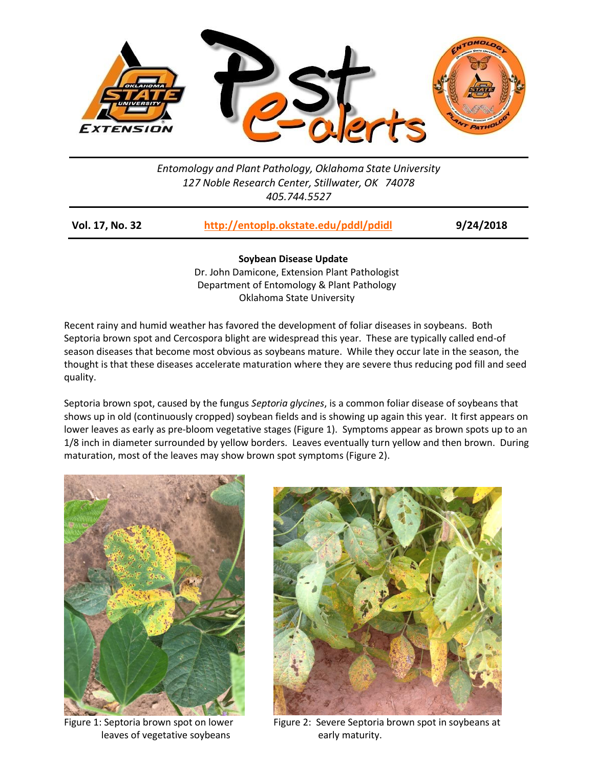Entomology and Plant Pathology, Oklahoma State University
127 Noble Research Center, Stillwater, OK 74078
405.744.5527

**Vol. 17, No. 32** | **http://entoplp.okstate.edu/pddl/pdidl** | **9/24/2018**

## Soybean Disease Update

Dr. John Damicone, Extension Plant Pathologist
Department of Entomology & Plant Pathology
Oklahoma State University

Recent rainy and humid weather has favored the development of foliar diseases in soybeans. Both Septoria brown spot and Cercospora blight are widespread this year. These are typically called end-of season diseases that become most obvious as soybeans mature. While they occur late in the season, the thought is that these diseases accelerate maturation where they are severe thus reducing pod fill and seed quality.

Septoria brown spot, caused by the fungus *Septoria glycines*, is a common foliar disease of soybeans that shows up in old (continuously cropped) soybean fields and is showing up again this year. It first appears on lower leaves as early as pre-bloom vegetative stages (Figure 1). Symptoms appear as brown spots up to an 1/8 inch in diameter surrounded by yellow borders. Leaves eventually turn yellow and then brown. During maturation, most of the leaves may show brown spot symptoms (Figure 2).

Figure 1: Septoria brown spot on lower leaves of vegetative soybeans

Figure 2: Severe Septoria brown spot in soybeans at early maturity.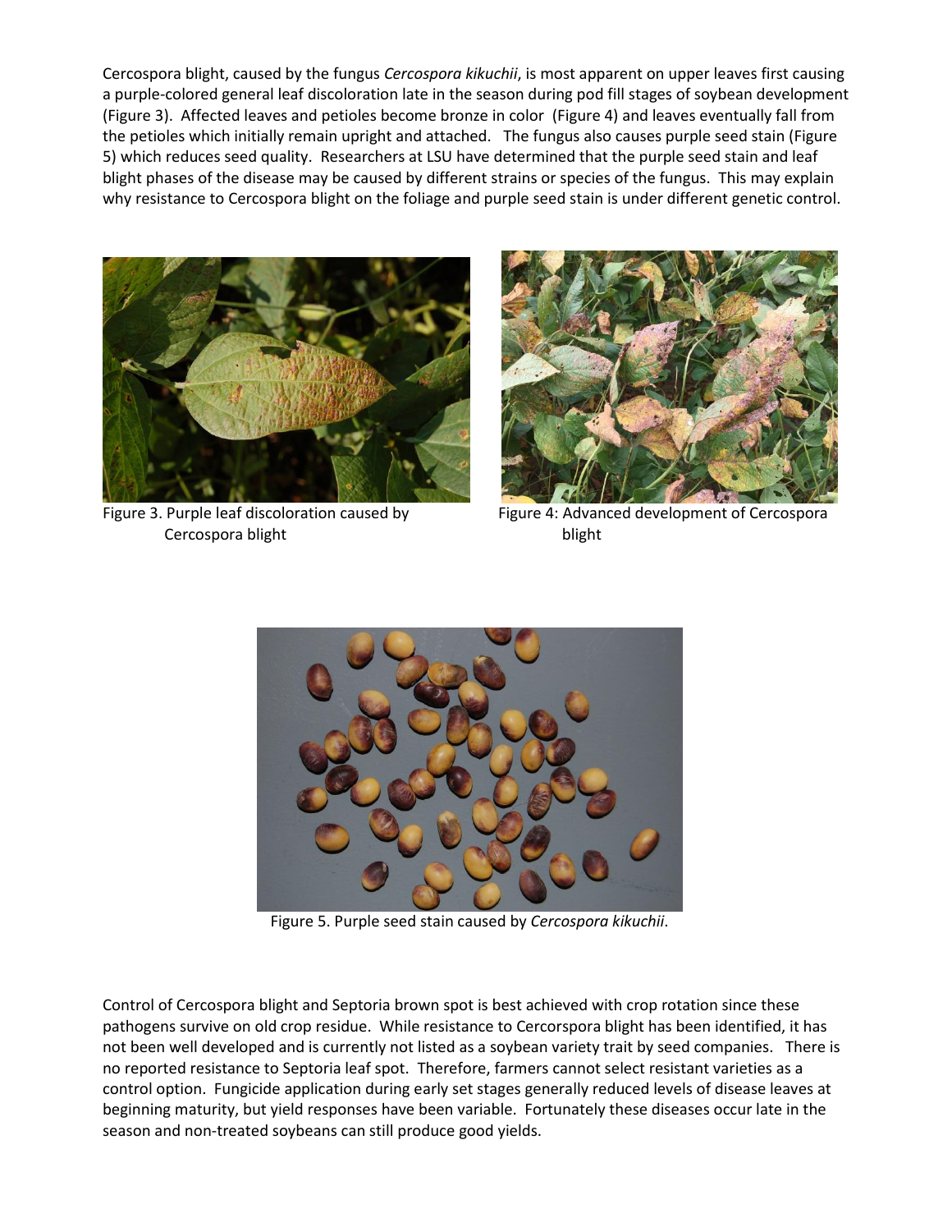Cercospora blight, caused by the fungus *Cercospora kikuchii*, is most apparent on upper leaves first causing a purple-colored general leaf discoloration late in the season during pod fill stages of soybean development (Figure 3). Affected leaves and petioles become bronze in color (Figure 4) and leaves eventually fall from the petioles which initially remain upright and attached. The fungus also causes purple seed stain (Figure 5) which reduces seed quality. Researchers at LSU have determined that the purple seed stain and leaf blight phases of the disease may be caused by different strains or species of the fungus. This may explain why resistance to Cercospora blight on the foliage and purple seed stain is under different genetic control.

Figure 3. Purple leaf discoloration caused by Cercospora blight

Figure 4: Advanced development of Cercospora blight

Figure 5. Purple seed stain caused by *Cercospora kikuchii*.

Control of Cercospora blight and Septoria brown spot is best achieved with crop rotation since these pathogens survive on old crop residue. While resistance to Cercorspora blight has been identified, it has not been well developed and is currently not listed as a soybean variety trait by seed companies. There is no reported resistance to Septoria leaf spot. Therefore, farmers cannot select resistant varieties as a control option. Fungicide application during early set stages generally reduced levels of disease leaves at beginning maturity, but yield responses have been variable. Fortunately these diseases occur late in the season and non-treated soybeans can still produce good yields.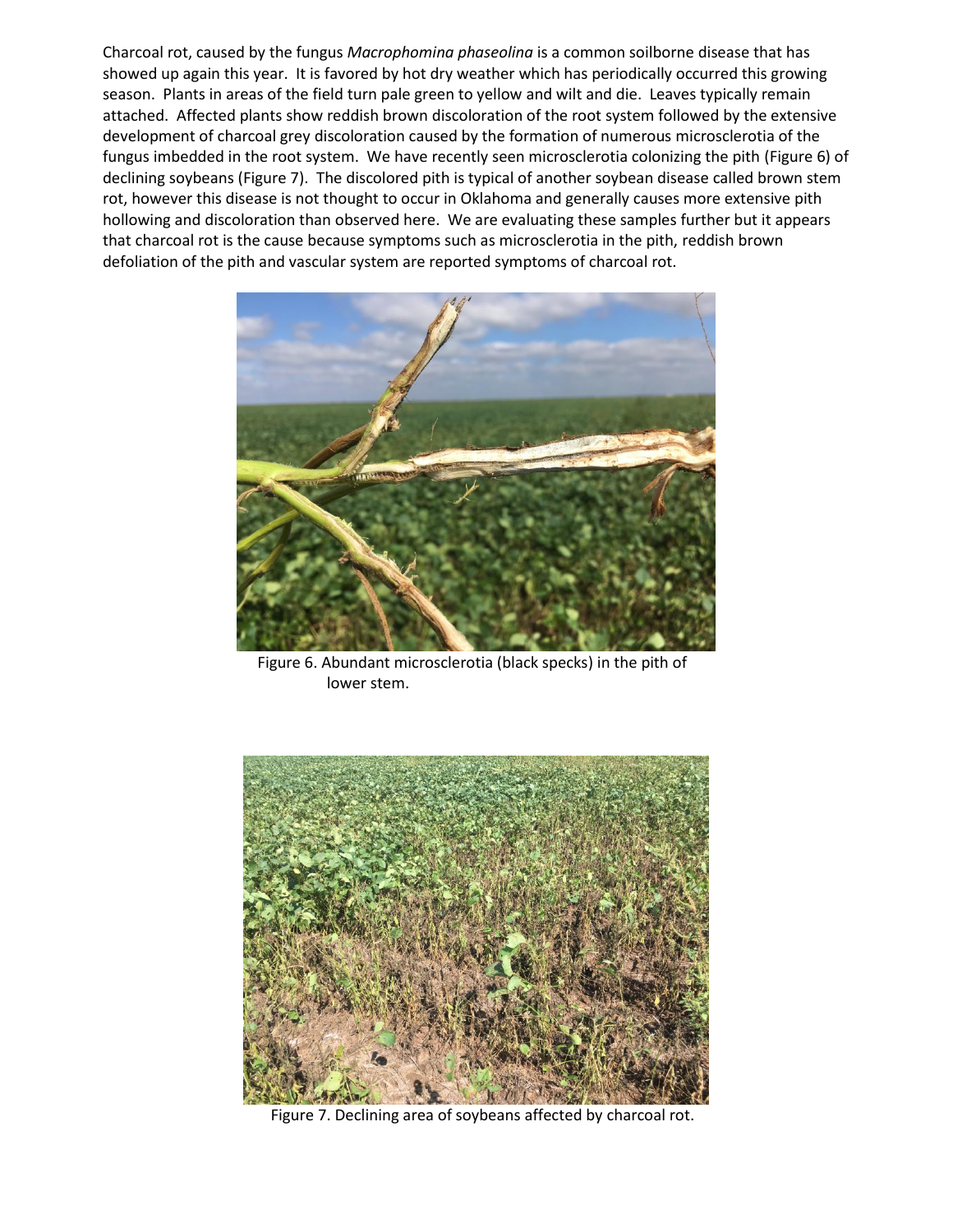Charcoal rot, caused by the fungus *Macrophomina phaseolina* is a common soilborne disease that has showed up again this year. It is favored by hot dry weather which has periodically occurred this growing season. Plants in areas of the field turn pale green to yellow and wilt and die. Leaves typically remain attached. Affected plants show reddish brown discoloration of the root system followed by the extensive development of charcoal grey discoloration caused by the formation of numerous microsclerotia of the fungus imbedded in the root system. We have recently seen microsclerotia colonizing the pith (Figure 6) of declining soybeans (Figure 7). The discolored pith is typical of another soybean disease called brown stem rot, however this disease is not thought to occur in Oklahoma and generally causes more extensive pith hollowing and discoloration than observed here. We are evaluating these samples further but it appears that charcoal rot is the cause because symptoms such as microsclerotia in the pith, reddish brown defoliation of the pith and vascular system are reported symptoms of charcoal rot.

Figure 6. Abundant microsclerotia (black specks) in the pith of lower stem.

Figure 7. Declining area of soybeans affected by charcoal rot.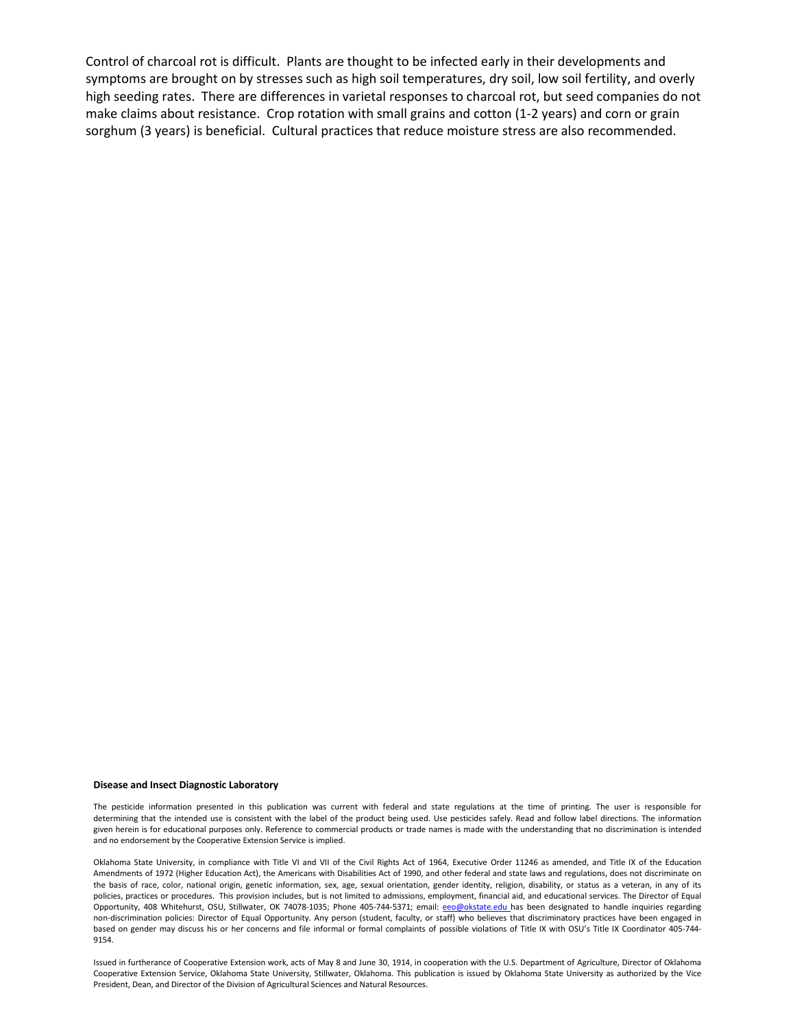Control of charcoal rot is difficult. Plants are thought to be infected early in their developments and symptoms are brought on by stresses such as high soil temperatures, dry soil, low soil fertility, and overly high seeding rates. There are differences in varietal responses to charcoal rot, but seed companies do not make claims about resistance. Crop rotation with small grains and cotton (1-2 years) and corn or grain sorghum (3 years) is beneficial. Cultural practices that reduce moisture stress are also recommended.

**Disease and Insect Diagnostic Laboratory**

The pesticide information presented in this publication was current with federal and state regulations at the time of printing. The user is responsible for determining that the intended use is consistent with the label of the product being used. Use pesticides safely. Read and follow label directions. The information given herein is for educational purposes only. Reference to commercial products or trade names is made with the understanding that no discrimination is intended and no endorsement by the Cooperative Extension Service is implied.

Oklahoma State University, in compliance with Title VI and VII of the Civil Rights Act of 1964, Executive Order 11246 as amended, and Title IX of the Education Amendments of 1972 (Higher Education Act), the Americans with Disabilities Act of 1990, and other federal and state laws and regulations, does not discriminate on the basis of race, color, national origin, genetic information, sex, age, sexual orientation, gender identity, religion, disability, or status as a veteran, in any of its policies, practices or procedures. This provision includes, but is not limited to admissions, employment, financial aid, and educational services. The Director of Equal Opportunity, 408 Whitehurst, OSU, Stillwater, OK 74078-1035; Phone 405-744-5371; email: eeo@okstate.edu has been designated to handle inquiries regarding non-discrimination policies: Director of Equal Opportunity. Any person (student, faculty, or staff) who believes that discriminatory practices have been engaged in based on gender may discuss his or her concerns and file informal or formal complaints of possible violations of Title IX with OSU's Title IX Coordinator 405-744-9154.

Issued in furtherance of Cooperative Extension work, acts of May 8 and June 30, 1914, in cooperation with the U.S. Department of Agriculture, Director of Oklahoma Cooperative Extension Service, Oklahoma State University, Stillwater, Oklahoma. This publication is issued by Oklahoma State University as authorized by the Vice President, Dean, and Director of the Division of Agricultural Sciences and Natural Resources.